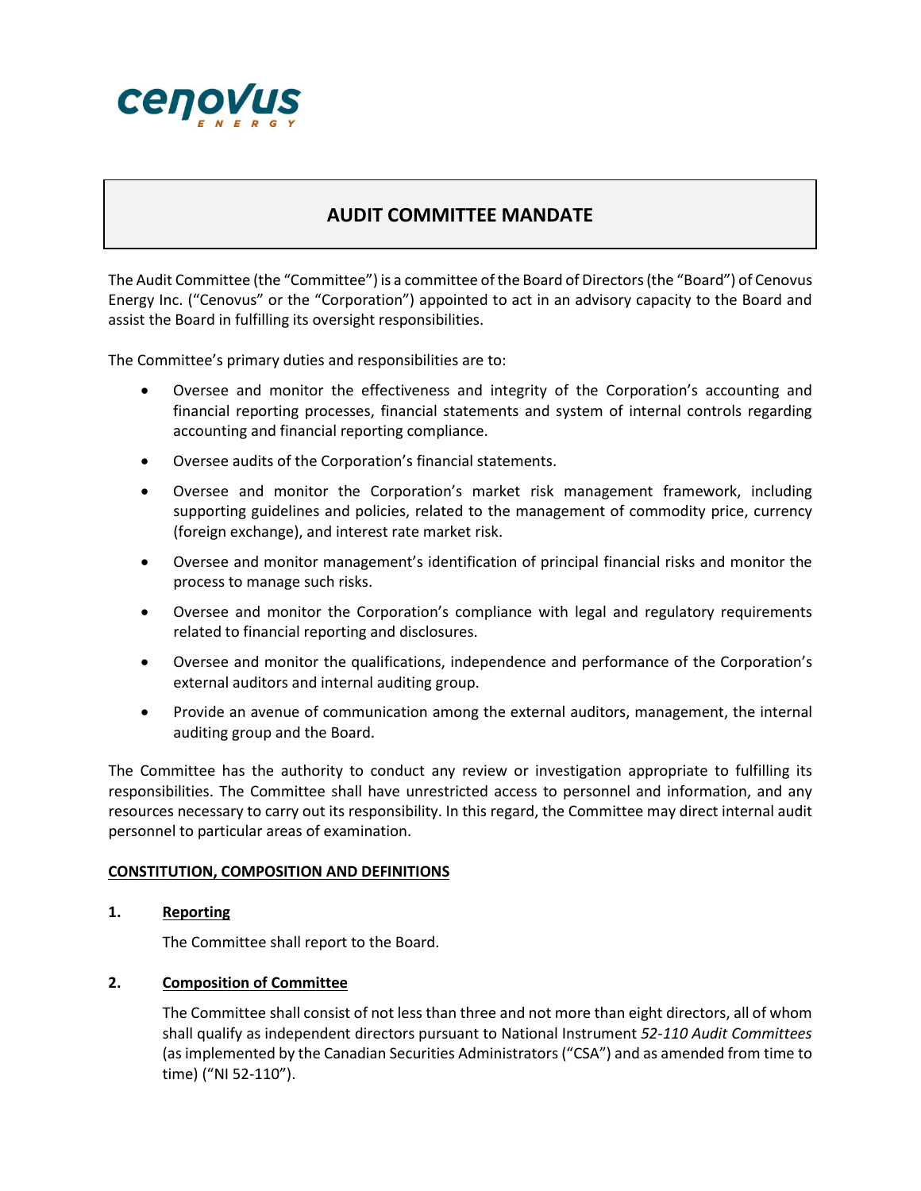# AUDIT COMMITTEE MANDATE

The Audit Committee (the "Committee") is a committee of the Board of Directors (the "Board") of Cenovus Energy Inc. ("Cenovus" or the "Corporation") appointed to act in an advisory capacity to the Board and assist the Board in fulfilling its oversight responsibilities.

The Committee's primary duties and responsibilities are to:

- Oversee and monitor the effectiveness and integrity of the Corporation's accounting and financial reporting processes, financial statements and system of internal controls regarding accounting and financial reporting compliance.
- Oversee audits of the Corporation's financial statements.
- Oversee and monitor the Corporation's market risk management framework, including supporting guidelines and policies, related to the management of commodity price, currency (foreign exchange), and interest rate market risk.
- Oversee and monitor management's identification of principal financial risks and monitor the process to manage such risks.
- Oversee and monitor the Corporation's compliance with legal and regulatory requirements related to financial reporting and disclosures.
- Oversee and monitor the qualifications, independence and performance of the Corporation's external auditors and internal auditing group.
- Provide an avenue of communication among the external auditors, management, the internal auditing group and the Board.

The Committee has the authority to conduct any review or investigation appropriate to fulfilling its responsibilities. The Committee shall have unrestricted access to personnel and information, and any resources necessary to carry out its responsibility. In this regard, the Committee may direct internal audit personnel to particular areas of examination.

## CONSTITUTION, COMPOSITION AND DEFINITIONS

### 1. Reporting

The Committee shall report to the Board.

### 2. Composition of Committee

The Committee shall consist of not less than three and not more than eight directors, all of whom shall qualify as independent directors pursuant to National Instrument *52-110 Audit Committees* (as implemented by the Canadian Securities Administrators ("CSA") and as amended from time to time) ("NI 52-110").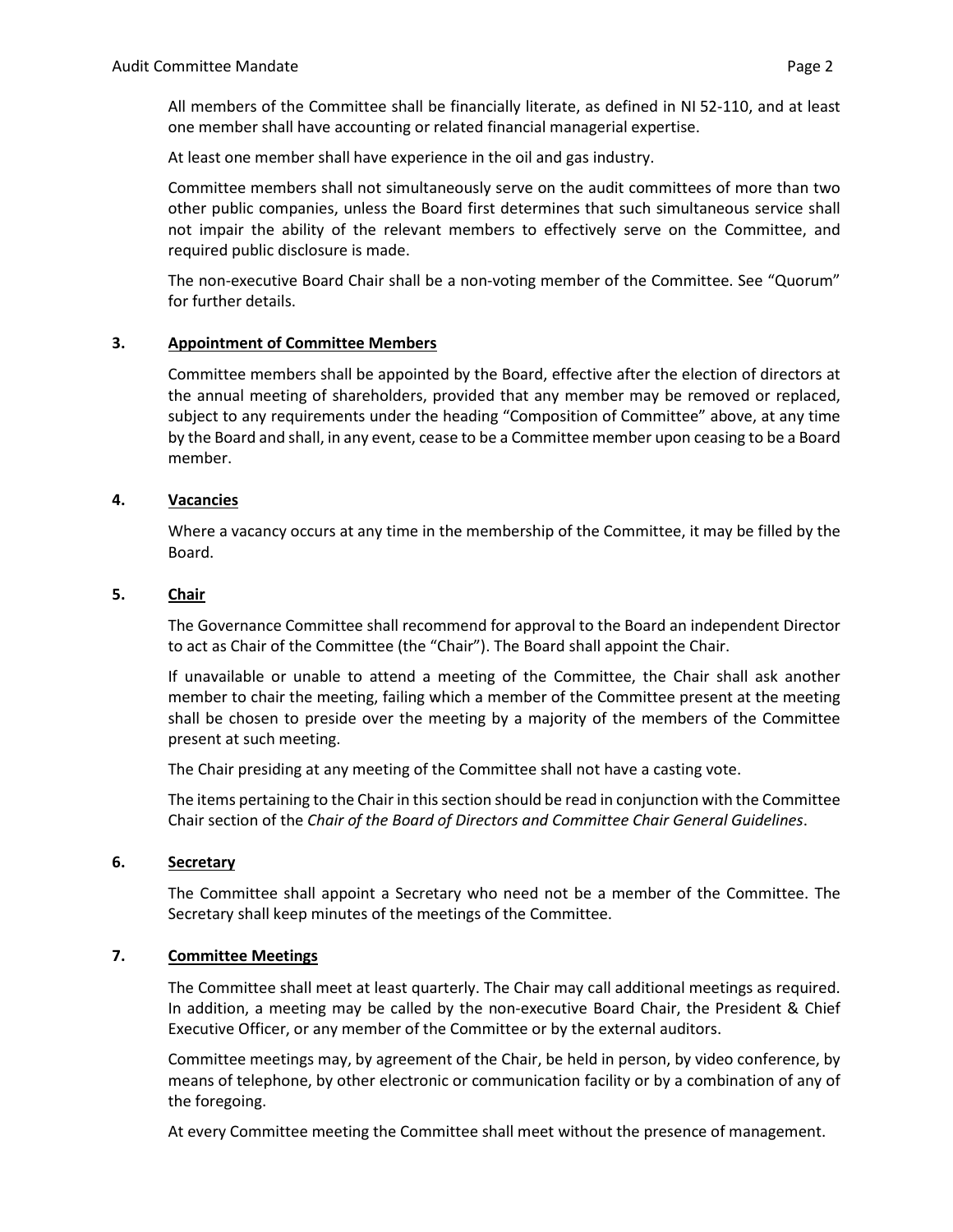All members of the Committee shall be financially literate, as defined in NI 52-110, and at least one member shall have accounting or related financial managerial expertise.

At least one member shall have experience in the oil and gas industry.

Committee members shall not simultaneously serve on the audit committees of more than two other public companies, unless the Board first determines that such simultaneous service shall not impair the ability of the relevant members to effectively serve on the Committee, and required public disclosure is made.

The non-executive Board Chair shall be a non-voting member of the Committee. See "Quorum" for further details.

### 3. Appointment of Committee Members

Committee members shall be appointed by the Board, effective after the election of directors at the annual meeting of shareholders, provided that any member may be removed or replaced, subject to any requirements under the heading "Composition of Committee" above, at any time by the Board and shall, in any event, cease to be a Committee member upon ceasing to be a Board member.

### 4. Vacancies

Where a vacancy occurs at any time in the membership of the Committee, it may be filled by the Board.

### 5. Chair

The Governance Committee shall recommend for approval to the Board an independent Director to act as Chair of the Committee (the "Chair"). The Board shall appoint the Chair.

If unavailable or unable to attend a meeting of the Committee, the Chair shall ask another member to chair the meeting, failing which a member of the Committee present at the meeting shall be chosen to preside over the meeting by a majority of the members of the Committee present at such meeting.

The Chair presiding at any meeting of the Committee shall not have a casting vote.

The items pertaining to the Chair in this section should be read in conjunction with the Committee Chair section of the *Chair of the Board of Directors and Committee Chair General Guidelines*.

### 6. Secretary

The Committee shall appoint a Secretary who need not be a member of the Committee. The Secretary shall keep minutes of the meetings of the Committee.

### 7. Committee Meetings

The Committee shall meet at least quarterly. The Chair may call additional meetings as required. In addition, a meeting may be called by the non-executive Board Chair, the President & Chief Executive Officer, or any member of the Committee or by the external auditors.

Committee meetings may, by agreement of the Chair, be held in person, by video conference, by means of telephone, by other electronic or communication facility or by a combination of any of the foregoing.

At every Committee meeting the Committee shall meet without the presence of management.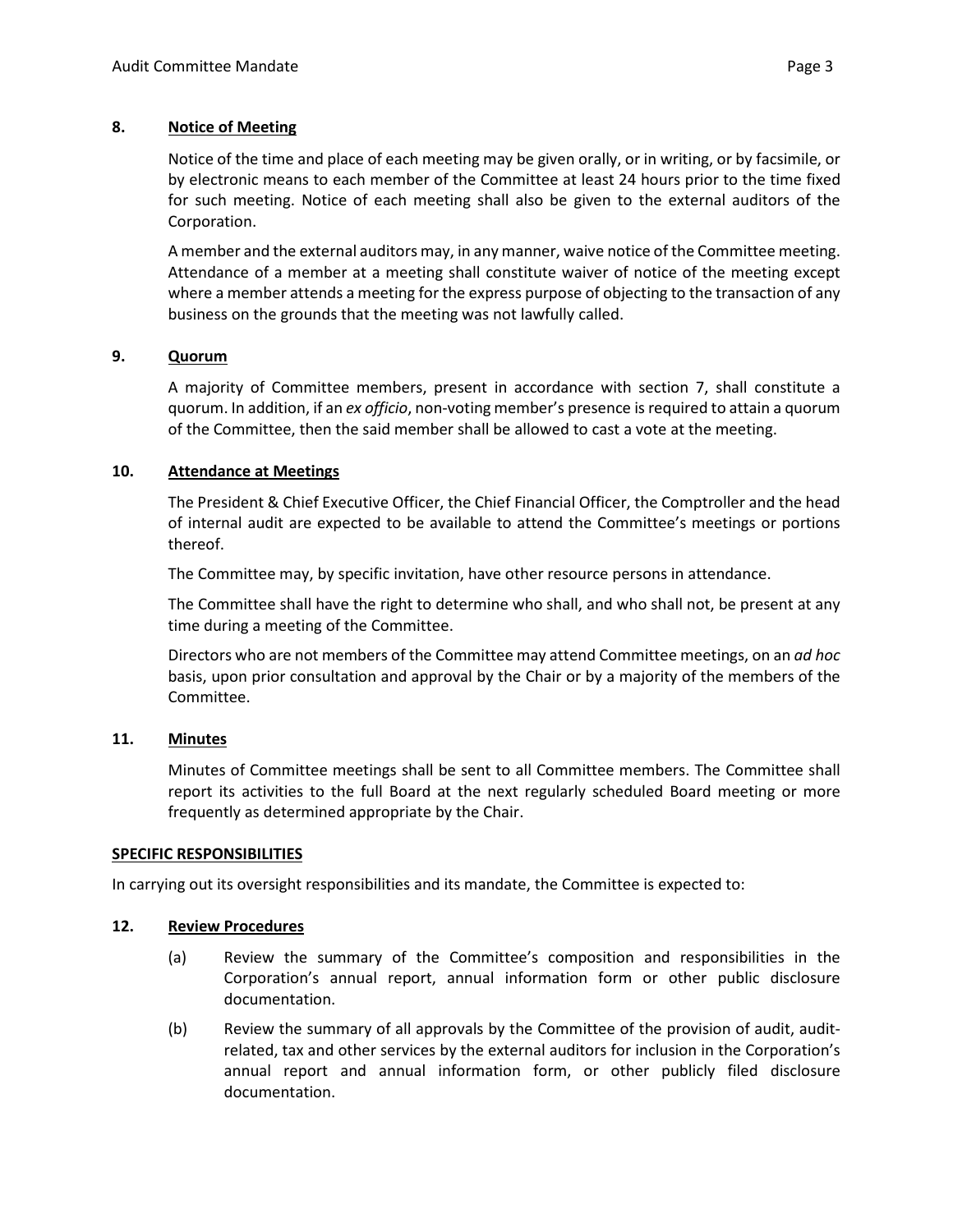### 8. **Notice of Meeting**

Notice of the time and place of each meeting may be given orally, or in writing, or by facsimile, or by electronic means to each member of the Committee at least 24 hours prior to the time fixed for such meeting. Notice of each meeting shall also be given to the external auditors of the Corporation.

A member and the external auditors may, in any manner, waive notice of the Committee meeting. Attendance of a member at a meeting shall constitute waiver of notice of the meeting except where a member attends a meeting for the express purpose of objecting to the transaction of any business on the grounds that the meeting was not lawfully called.

### 9. **Quorum**

A majority of Committee members, present in accordance with section 7, shall constitute a quorum. In addition, if an *ex officio*, non-voting member's presence is required to attain a quorum of the Committee, then the said member shall be allowed to cast a vote at the meeting.

### 10. **Attendance at Meetings**

The President & Chief Executive Officer, the Chief Financial Officer, the Comptroller and the head of internal audit are expected to be available to attend the Committee's meetings or portions thereof.

The Committee may, by specific invitation, have other resource persons in attendance.

The Committee shall have the right to determine who shall, and who shall not, be present at any time during a meeting of the Committee.

Directors who are not members of the Committee may attend Committee meetings, on an *ad hoc* basis, upon prior consultation and approval by the Chair or by a majority of the members of the Committee.

### 11. **Minutes**

Minutes of Committee meetings shall be sent to all Committee members. The Committee shall report its activities to the full Board at the next regularly scheduled Board meeting or more frequently as determined appropriate by the Chair.

## **SPECIFIC RESPONSIBILITIES**

In carrying out its oversight responsibilities and its mandate, the Committee is expected to:

### 12. **Review Procedures**

(a) Review the summary of the Committee's composition and responsibilities in the Corporation's annual report, annual information form or other public disclosure documentation.

(b) Review the summary of all approvals by the Committee of the provision of audit, audit-related, tax and other services by the external auditors for inclusion in the Corporation's annual report and annual information form, or other publicly filed disclosure documentation.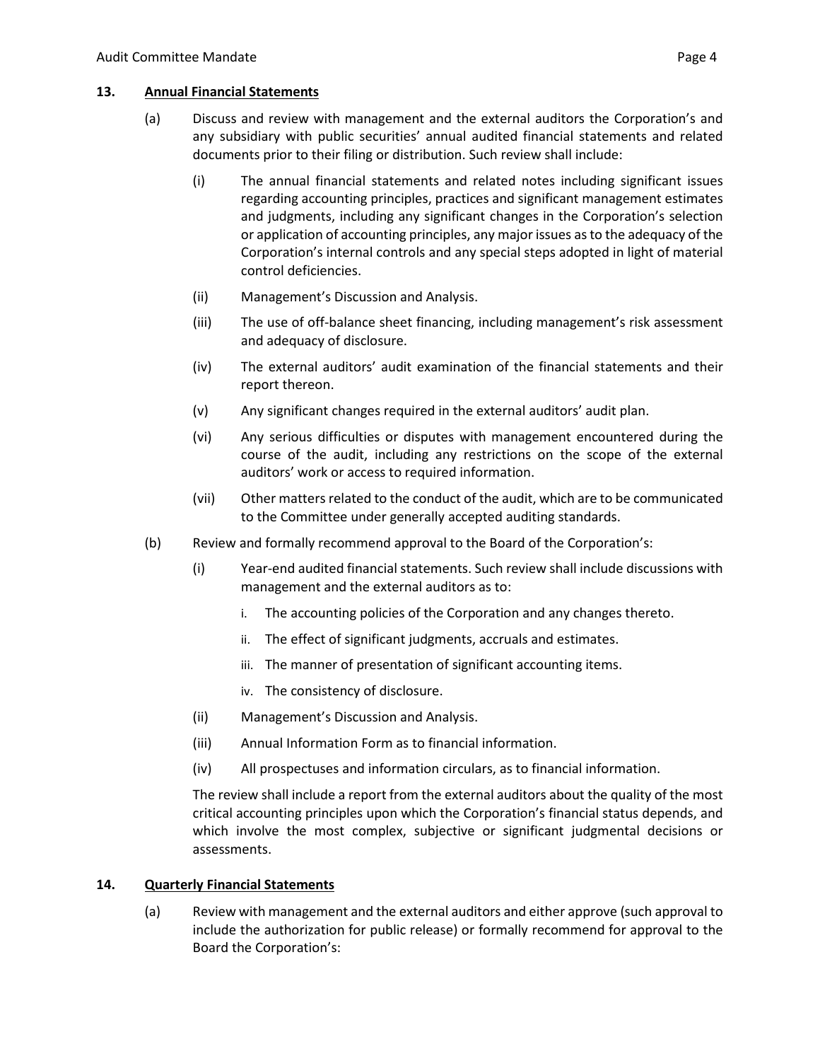## 13. Annual Financial Statements

(a) Discuss and review with management and the external auditors the Corporation's and any subsidiary with public securities' annual audited financial statements and related documents prior to their filing or distribution. Such review shall include:

(i) The annual financial statements and related notes including significant issues regarding accounting principles, practices and significant management estimates and judgments, including any significant changes in the Corporation's selection or application of accounting principles, any major issues as to the adequacy of the Corporation's internal controls and any special steps adopted in light of material control deficiencies.

(ii) Management's Discussion and Analysis.

(iii) The use of off-balance sheet financing, including management's risk assessment and adequacy of disclosure.

(iv) The external auditors' audit examination of the financial statements and their report thereon.

(v) Any significant changes required in the external auditors' audit plan.

(vi) Any serious difficulties or disputes with management encountered during the course of the audit, including any restrictions on the scope of the external auditors' work or access to required information.

(vii) Other matters related to the conduct of the audit, which are to be communicated to the Committee under generally accepted auditing standards.

(b) Review and formally recommend approval to the Board of the Corporation's:

(i) Year-end audited financial statements. Such review shall include discussions with management and the external auditors as to:

i. The accounting policies of the Corporation and any changes thereto.

ii. The effect of significant judgments, accruals and estimates.

iii. The manner of presentation of significant accounting items.

iv. The consistency of disclosure.

(ii) Management's Discussion and Analysis.

(iii) Annual Information Form as to financial information.

(iv) All prospectuses and information circulars, as to financial information.

The review shall include a report from the external auditors about the quality of the most critical accounting principles upon which the Corporation's financial status depends, and which involve the most complex, subjective or significant judgmental decisions or assessments.

## 14. Quarterly Financial Statements

(a) Review with management and the external auditors and either approve (such approval to include the authorization for public release) or formally recommend for approval to the Board the Corporation's: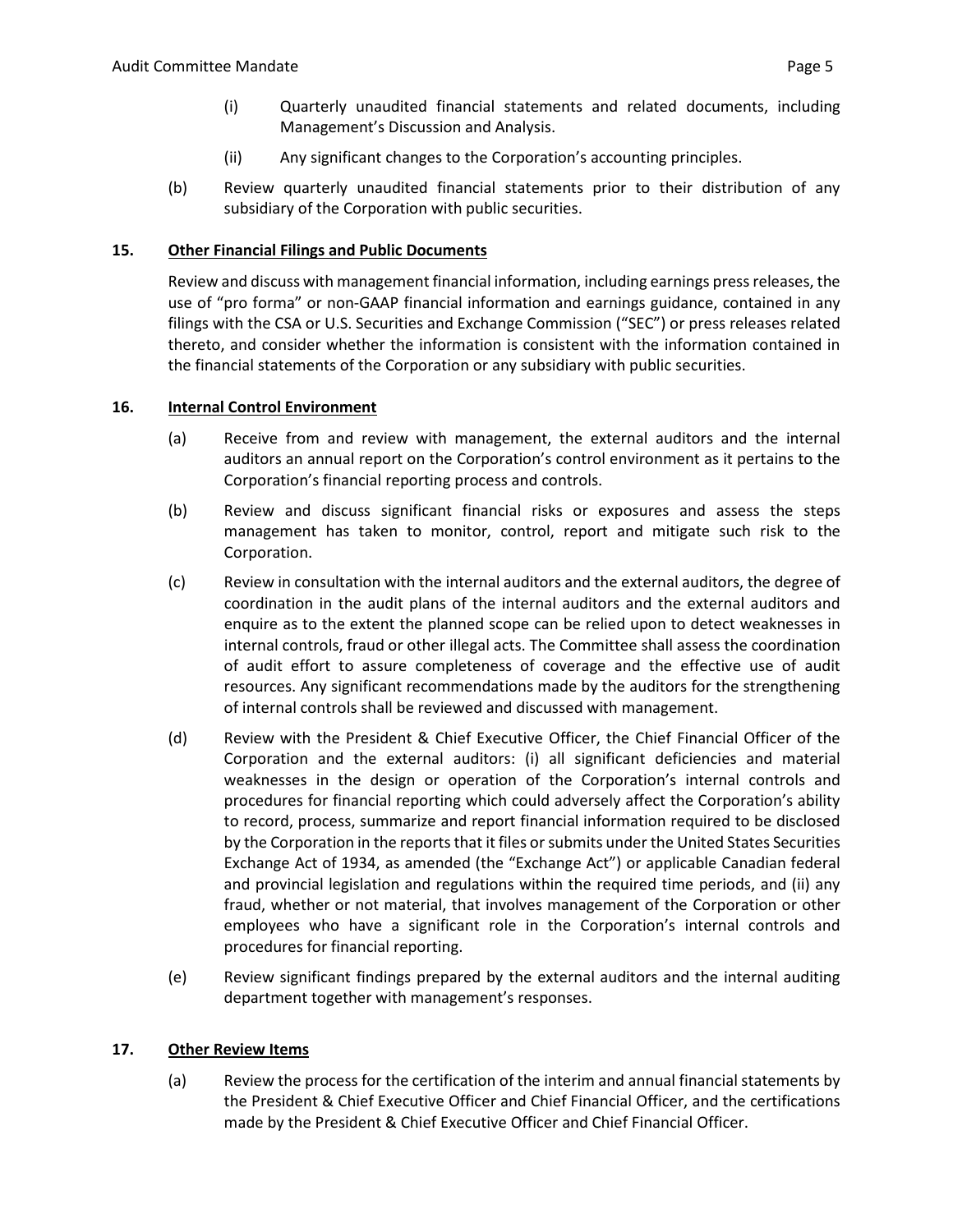(i) Quarterly unaudited financial statements and related documents, including Management's Discussion and Analysis.

(ii) Any significant changes to the Corporation's accounting principles.

(b) Review quarterly unaudited financial statements prior to their distribution of any subsidiary of the Corporation with public securities.

**15. Other Financial Filings and Public Documents**

Review and discuss with management financial information, including earnings press releases, the use of "pro forma" or non-GAAP financial information and earnings guidance, contained in any filings with the CSA or U.S. Securities and Exchange Commission ("SEC") or press releases related thereto, and consider whether the information is consistent with the information contained in the financial statements of the Corporation or any subsidiary with public securities.

**16. Internal Control Environment**

(a) Receive from and review with management, the external auditors and the internal auditors an annual report on the Corporation's control environment as it pertains to the Corporation's financial reporting process and controls.

(b) Review and discuss significant financial risks or exposures and assess the steps management has taken to monitor, control, report and mitigate such risk to the Corporation.

(c) Review in consultation with the internal auditors and the external auditors, the degree of coordination in the audit plans of the internal auditors and the external auditors and enquire as to the extent the planned scope can be relied upon to detect weaknesses in internal controls, fraud or other illegal acts. The Committee shall assess the coordination of audit effort to assure completeness of coverage and the effective use of audit resources. Any significant recommendations made by the auditors for the strengthening of internal controls shall be reviewed and discussed with management.

(d) Review with the President & Chief Executive Officer, the Chief Financial Officer of the Corporation and the external auditors: (i) all significant deficiencies and material weaknesses in the design or operation of the Corporation's internal controls and procedures for financial reporting which could adversely affect the Corporation's ability to record, process, summarize and report financial information required to be disclosed by the Corporation in the reports that it files or submits under the United States Securities Exchange Act of 1934, as amended (the "Exchange Act") or applicable Canadian federal and provincial legislation and regulations within the required time periods, and (ii) any fraud, whether or not material, that involves management of the Corporation or other employees who have a significant role in the Corporation's internal controls and procedures for financial reporting.

(e) Review significant findings prepared by the external auditors and the internal auditing department together with management's responses.

**17. Other Review Items**

(a) Review the process for the certification of the interim and annual financial statements by the President & Chief Executive Officer and Chief Financial Officer, and the certifications made by the President & Chief Executive Officer and Chief Financial Officer.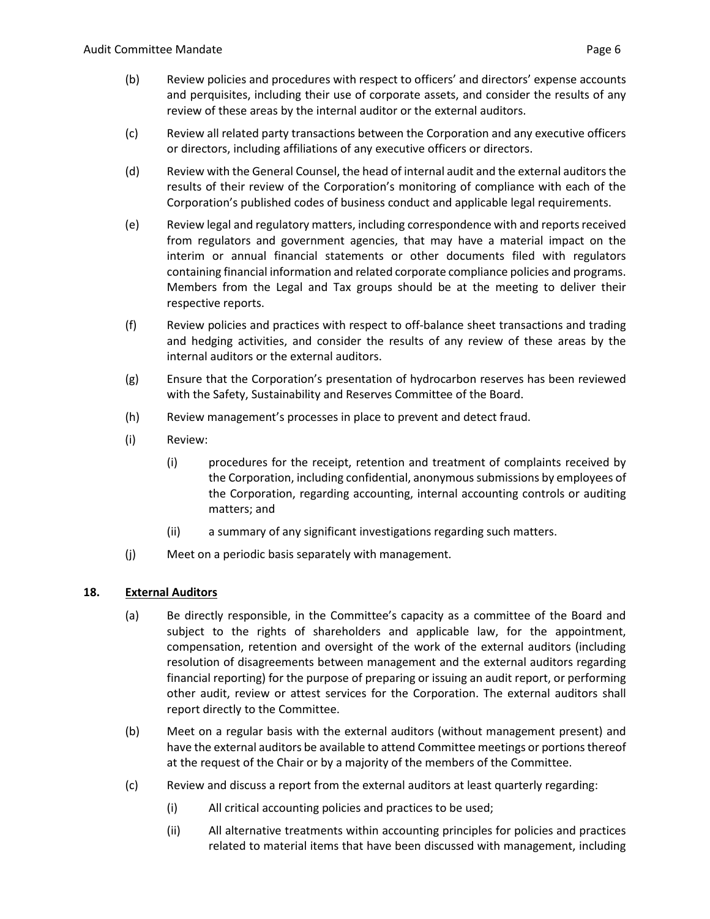(b) Review policies and procedures with respect to officers' and directors' expense accounts and perquisites, including their use of corporate assets, and consider the results of any review of these areas by the internal auditor or the external auditors.

(c) Review all related party transactions between the Corporation and any executive officers or directors, including affiliations of any executive officers or directors.

(d) Review with the General Counsel, the head of internal audit and the external auditors the results of their review of the Corporation's monitoring of compliance with each of the Corporation's published codes of business conduct and applicable legal requirements.

(e) Review legal and regulatory matters, including correspondence with and reports received from regulators and government agencies, that may have a material impact on the interim or annual financial statements or other documents filed with regulators containing financial information and related corporate compliance policies and programs. Members from the Legal and Tax groups should be at the meeting to deliver their respective reports.

(f) Review policies and practices with respect to off-balance sheet transactions and trading and hedging activities, and consider the results of any review of these areas by the internal auditors or the external auditors.

(g) Ensure that the Corporation's presentation of hydrocarbon reserves has been reviewed with the Safety, Sustainability and Reserves Committee of the Board.

(h) Review management's processes in place to prevent and detect fraud.

(i) Review:

    (i) procedures for the receipt, retention and treatment of complaints received by the Corporation, including confidential, anonymous submissions by employees of the Corporation, regarding accounting, internal accounting controls or auditing matters; and

    (ii) a summary of any significant investigations regarding such matters.

(j) Meet on a periodic basis separately with management.

## 18. <u>External Auditors</u>

(a) Be directly responsible, in the Committee's capacity as a committee of the Board and subject to the rights of shareholders and applicable law, for the appointment, compensation, retention and oversight of the work of the external auditors (including resolution of disagreements between management and the external auditors regarding financial reporting) for the purpose of preparing or issuing an audit report, or performing other audit, review or attest services for the Corporation. The external auditors shall report directly to the Committee.

(b) Meet on a regular basis with the external auditors (without management present) and have the external auditors be available to attend Committee meetings or portions thereof at the request of the Chair or by a majority of the members of the Committee.

(c) Review and discuss a report from the external auditors at least quarterly regarding:

    (i) All critical accounting policies and practices to be used;

    (ii) All alternative treatments within accounting principles for policies and practices related to material items that have been discussed with management, including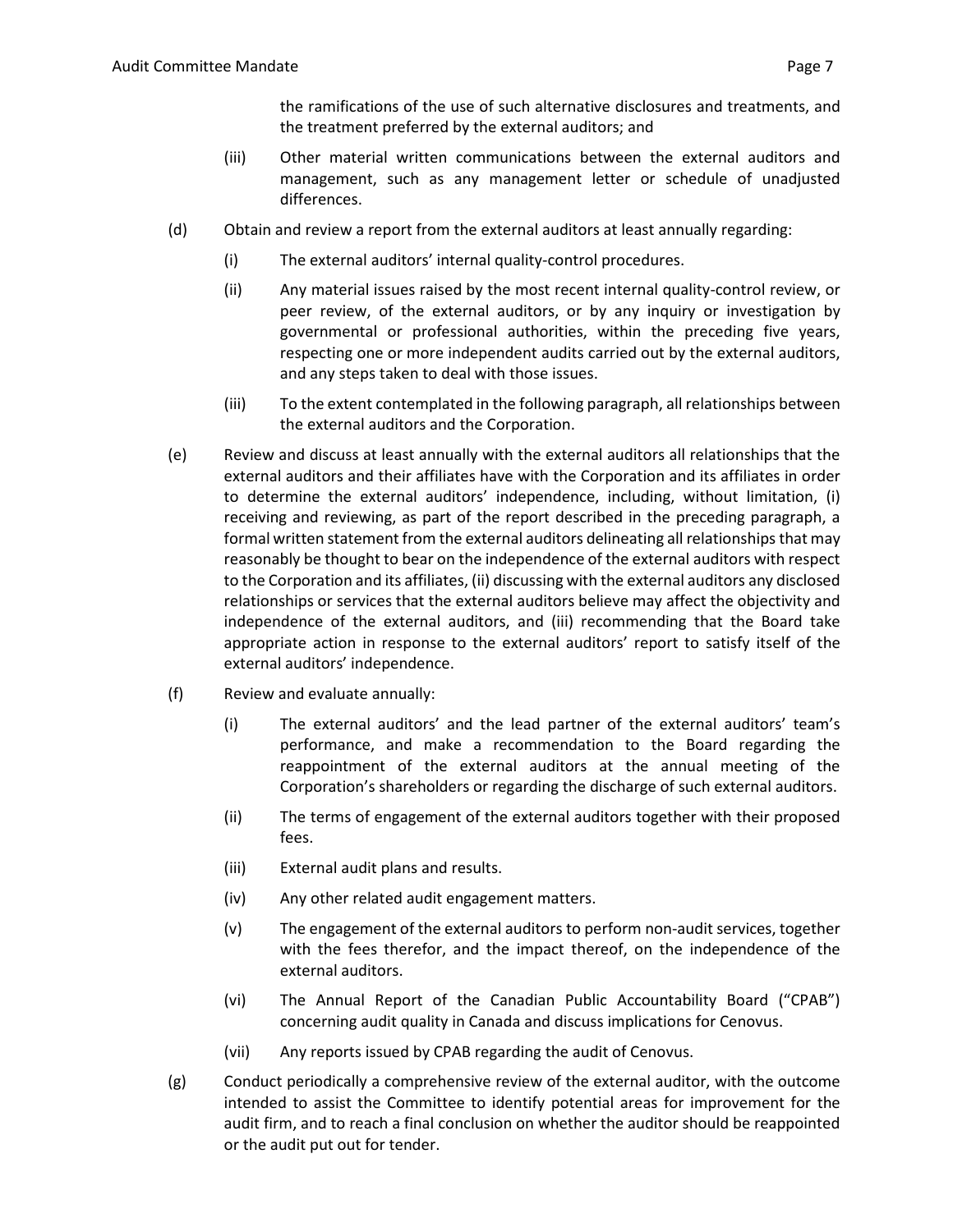the ramifications of the use of such alternative disclosures and treatments, and the treatment preferred by the external auditors; and

(iii) Other material written communications between the external auditors and management, such as any management letter or schedule of unadjusted differences.

(d) Obtain and review a report from the external auditors at least annually regarding:

(i) The external auditors' internal quality-control procedures.

(ii) Any material issues raised by the most recent internal quality-control review, or peer review, of the external auditors, or by any inquiry or investigation by governmental or professional authorities, within the preceding five years, respecting one or more independent audits carried out by the external auditors, and any steps taken to deal with those issues.

(iii) To the extent contemplated in the following paragraph, all relationships between the external auditors and the Corporation.

(e) Review and discuss at least annually with the external auditors all relationships that the external auditors and their affiliates have with the Corporation and its affiliates in order to determine the external auditors' independence, including, without limitation, (i) receiving and reviewing, as part of the report described in the preceding paragraph, a formal written statement from the external auditors delineating all relationships that may reasonably be thought to bear on the independence of the external auditors with respect to the Corporation and its affiliates, (ii) discussing with the external auditors any disclosed relationships or services that the external auditors believe may affect the objectivity and independence of the external auditors, and (iii) recommending that the Board take appropriate action in response to the external auditors' report to satisfy itself of the external auditors' independence.

(f) Review and evaluate annually:

(i) The external auditors' and the lead partner of the external auditors' team's performance, and make a recommendation to the Board regarding the reappointment of the external auditors at the annual meeting of the Corporation's shareholders or regarding the discharge of such external auditors.

(ii) The terms of engagement of the external auditors together with their proposed fees.

(iii) External audit plans and results.

(iv) Any other related audit engagement matters.

(v) The engagement of the external auditors to perform non-audit services, together with the fees therefor, and the impact thereof, on the independence of the external auditors.

(vi) The Annual Report of the Canadian Public Accountability Board ("CPAB") concerning audit quality in Canada and discuss implications for Cenovus.

(vii) Any reports issued by CPAB regarding the audit of Cenovus.

(g) Conduct periodically a comprehensive review of the external auditor, with the outcome intended to assist the Committee to identify potential areas for improvement for the audit firm, and to reach a final conclusion on whether the auditor should be reappointed or the audit put out for tender.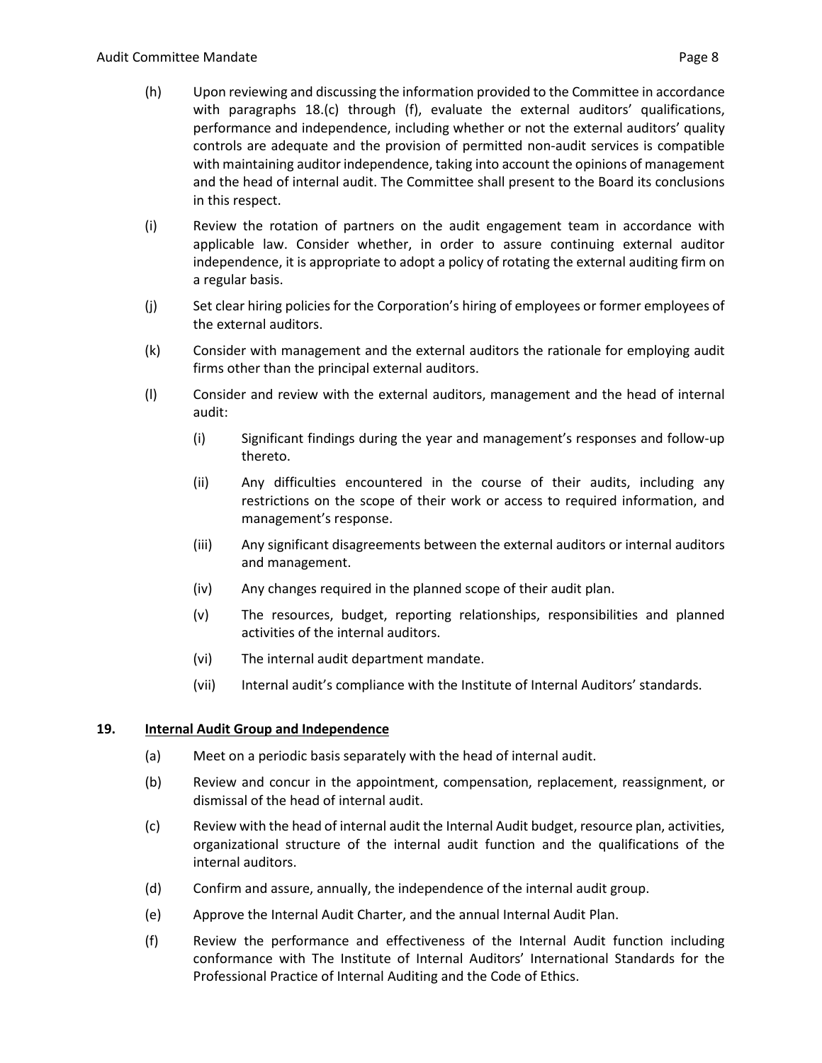(h) Upon reviewing and discussing the information provided to the Committee in accordance with paragraphs 18.(c) through (f), evaluate the external auditors' qualifications, performance and independence, including whether or not the external auditors' quality controls are adequate and the provision of permitted non-audit services is compatible with maintaining auditor independence, taking into account the opinions of management and the head of internal audit. The Committee shall present to the Board its conclusions in this respect.

(i) Review the rotation of partners on the audit engagement team in accordance with applicable law. Consider whether, in order to assure continuing external auditor independence, it is appropriate to adopt a policy of rotating the external auditing firm on a regular basis.

(j) Set clear hiring policies for the Corporation's hiring of employees or former employees of the external auditors.

(k) Consider with management and the external auditors the rationale for employing audit firms other than the principal external auditors.

(l) Consider and review with the external auditors, management and the head of internal audit:

   (i) Significant findings during the year and management's responses and follow-up thereto.

   (ii) Any difficulties encountered in the course of their audits, including any restrictions on the scope of their work or access to required information, and management's response.

   (iii) Any significant disagreements between the external auditors or internal auditors and management.

   (iv) Any changes required in the planned scope of their audit plan.

   (v) The resources, budget, reporting relationships, responsibilities and planned activities of the internal auditors.

   (vi) The internal audit department mandate.

   (vii) Internal audit's compliance with the Institute of Internal Auditors' standards.

**19. <u>Internal Audit Group and Independence</u>**

(a) Meet on a periodic basis separately with the head of internal audit.

(b) Review and concur in the appointment, compensation, replacement, reassignment, or dismissal of the head of internal audit.

(c) Review with the head of internal audit the Internal Audit budget, resource plan, activities, organizational structure of the internal audit function and the qualifications of the internal auditors.

(d) Confirm and assure, annually, the independence of the internal audit group.

(e) Approve the Internal Audit Charter, and the annual Internal Audit Plan.

(f) Review the performance and effectiveness of the Internal Audit function including conformance with The Institute of Internal Auditors' International Standards for the Professional Practice of Internal Auditing and the Code of Ethics.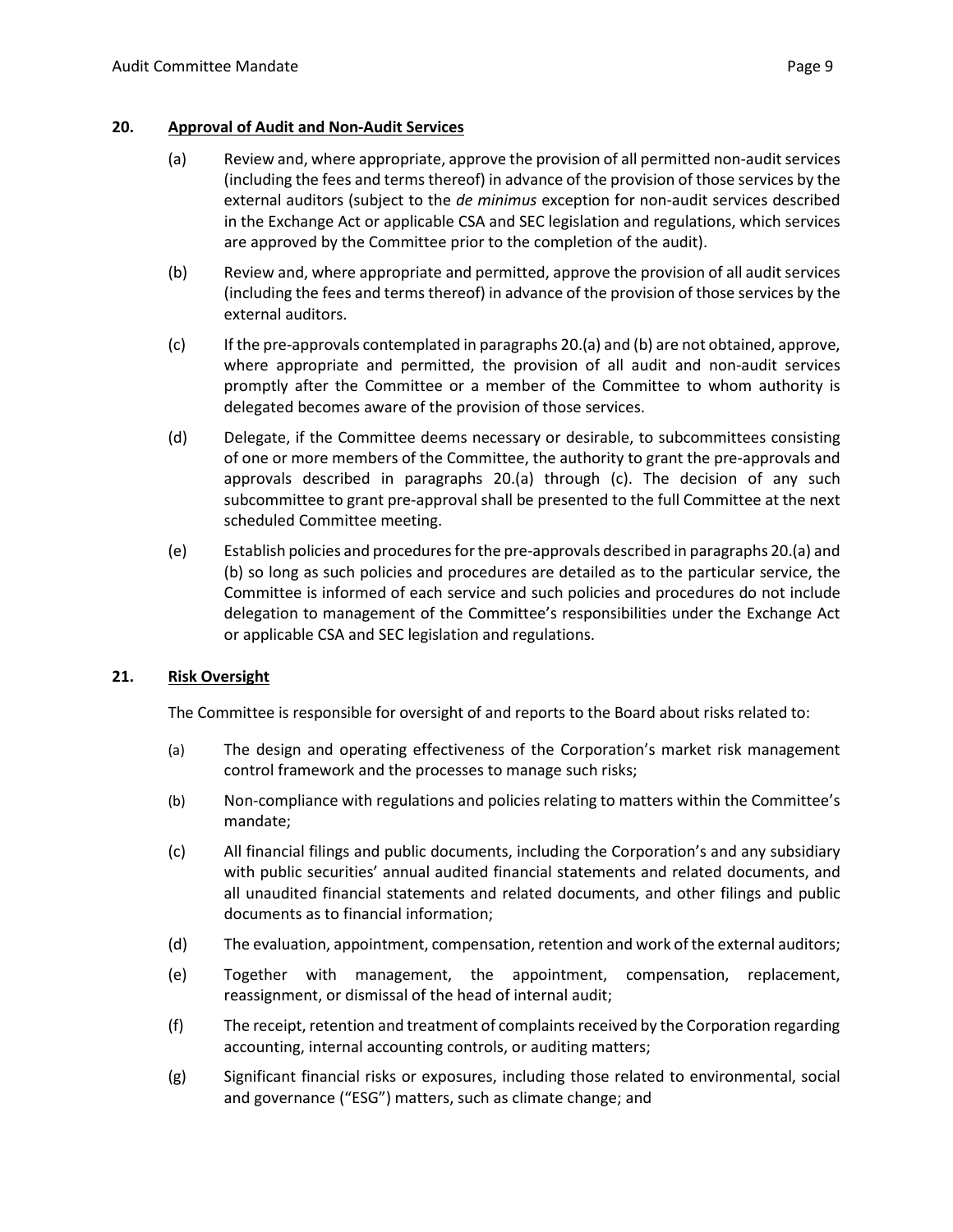## 20. <u>Approval of Audit and Non-Audit Services</u>

(a) Review and, where appropriate, approve the provision of all permitted non-audit services (including the fees and terms thereof) in advance of the provision of those services by the external auditors (subject to the *de minimus* exception for non-audit services described in the Exchange Act or applicable CSA and SEC legislation and regulations, which services are approved by the Committee prior to the completion of the audit).

(b) Review and, where appropriate and permitted, approve the provision of all audit services (including the fees and terms thereof) in advance of the provision of those services by the external auditors.

(c) If the pre-approvals contemplated in paragraphs 20.(a) and (b) are not obtained, approve, where appropriate and permitted, the provision of all audit and non-audit services promptly after the Committee or a member of the Committee to whom authority is delegated becomes aware of the provision of those services.

(d) Delegate, if the Committee deems necessary or desirable, to subcommittees consisting of one or more members of the Committee, the authority to grant the pre-approvals and approvals described in paragraphs 20.(a) through (c). The decision of any such subcommittee to grant pre-approval shall be presented to the full Committee at the next scheduled Committee meeting.

(e) Establish policies and procedures for the pre-approvals described in paragraphs 20.(a) and (b) so long as such policies and procedures are detailed as to the particular service, the Committee is informed of each service and such policies and procedures do not include delegation to management of the Committee's responsibilities under the Exchange Act or applicable CSA and SEC legislation and regulations.

## 21. <u>Risk Oversight</u>

The Committee is responsible for oversight of and reports to the Board about risks related to:

(a) The design and operating effectiveness of the Corporation's market risk management control framework and the processes to manage such risks;

(b) Non-compliance with regulations and policies relating to matters within the Committee's mandate;

(c) All financial filings and public documents, including the Corporation's and any subsidiary with public securities' annual audited financial statements and related documents, and all unaudited financial statements and related documents, and other filings and public documents as to financial information;

(d) The evaluation, appointment, compensation, retention and work of the external auditors;

(e) Together with management, the appointment, compensation, replacement, reassignment, or dismissal of the head of internal audit;

(f) The receipt, retention and treatment of complaints received by the Corporation regarding accounting, internal accounting controls, or auditing matters;

(g) Significant financial risks or exposures, including those related to environmental, social and governance ("ESG") matters, such as climate change; and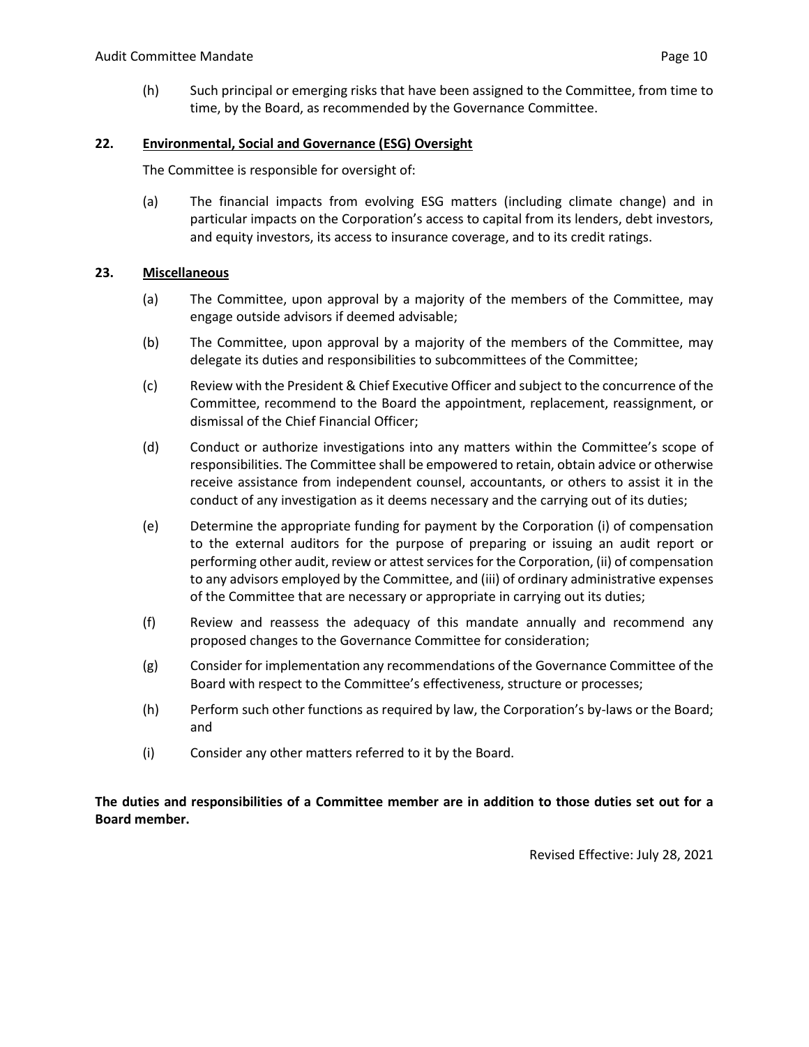(h) Such principal or emerging risks that have been assigned to the Committee, from time to time, by the Board, as recommended by the Governance Committee.

**22. Environmental, Social and Governance (ESG) Oversight**

The Committee is responsible for oversight of:

(a) The financial impacts from evolving ESG matters (including climate change) and in particular impacts on the Corporation's access to capital from its lenders, debt investors, and equity investors, its access to insurance coverage, and to its credit ratings.

**23. Miscellaneous**

(a) The Committee, upon approval by a majority of the members of the Committee, may engage outside advisors if deemed advisable;

(b) The Committee, upon approval by a majority of the members of the Committee, may delegate its duties and responsibilities to subcommittees of the Committee;

(c) Review with the President & Chief Executive Officer and subject to the concurrence of the Committee, recommend to the Board the appointment, replacement, reassignment, or dismissal of the Chief Financial Officer;

(d) Conduct or authorize investigations into any matters within the Committee's scope of responsibilities. The Committee shall be empowered to retain, obtain advice or otherwise receive assistance from independent counsel, accountants, or others to assist it in the conduct of any investigation as it deems necessary and the carrying out of its duties;

(e) Determine the appropriate funding for payment by the Corporation (i) of compensation to the external auditors for the purpose of preparing or issuing an audit report or performing other audit, review or attest services for the Corporation, (ii) of compensation to any advisors employed by the Committee, and (iii) of ordinary administrative expenses of the Committee that are necessary or appropriate in carrying out its duties;

(f) Review and reassess the adequacy of this mandate annually and recommend any proposed changes to the Governance Committee for consideration;

(g) Consider for implementation any recommendations of the Governance Committee of the Board with respect to the Committee's effectiveness, structure or processes;

(h) Perform such other functions as required by law, the Corporation's by-laws or the Board; and

(i) Consider any other matters referred to it by the Board.

**The duties and responsibilities of a Committee member are in addition to those duties set out for a Board member.**

Revised Effective: July 28, 2021